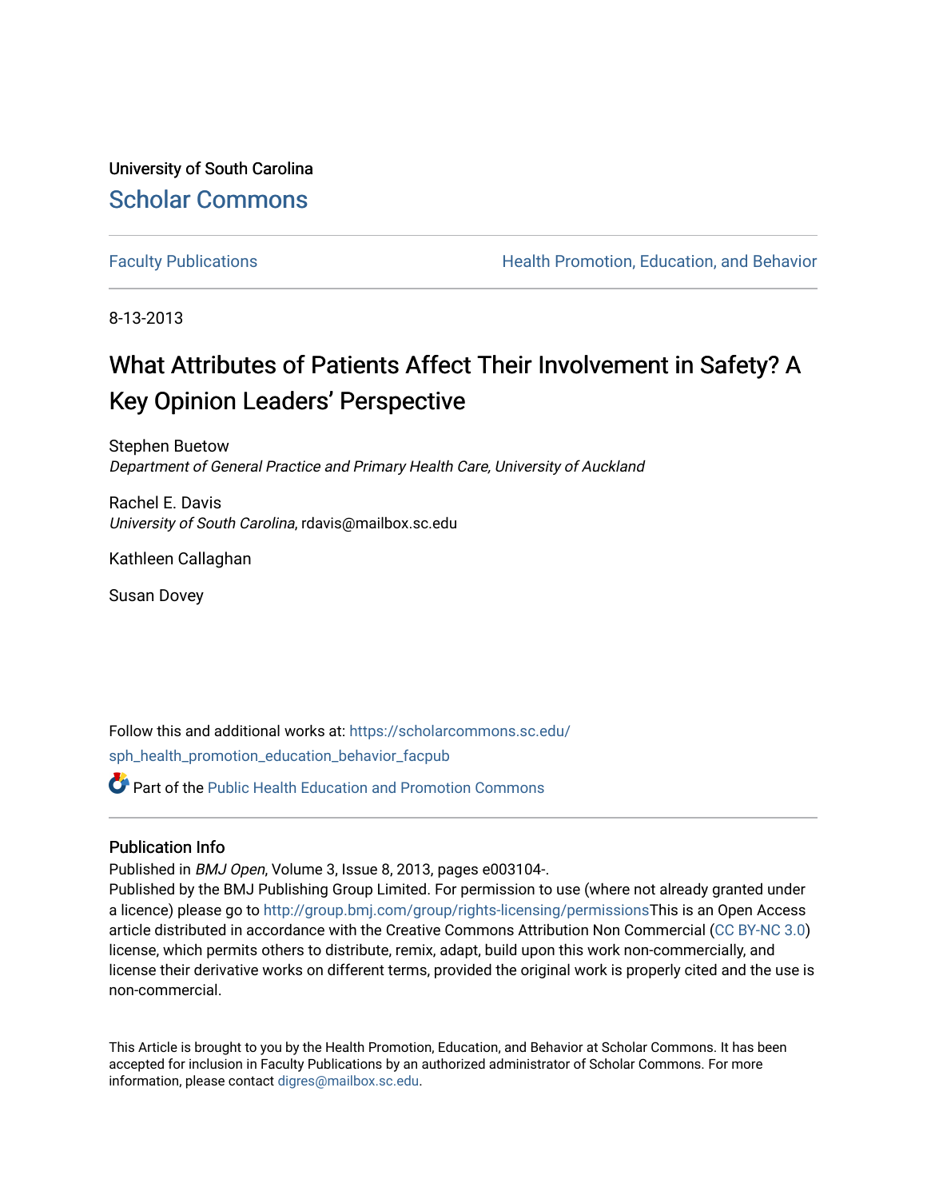University of South Carolina

Scholar Commons

Faculty Publications | Health Promotion, Education, and Behavior

8-13-2013

# What Attributes of Patients Affect Their Involvement in Safety? A Key Opinion Leaders' Perspective

Stephen Buetow
*Department of General Practice and Primary Health Care, University of Auckland*

Rachel E. Davis
*University of South Carolina*, rdavis@mailbox.sc.edu

Kathleen Callaghan

Susan Dovey

Follow this and additional works at: https://scholarcommons.sc.edu/sph_health_promotion_education_behavior_facpub

Part of the Public Health Education and Promotion Commons

## Publication Info

Published in *BMJ Open*, Volume 3, Issue 8, 2013, pages e003104-.

Published by the BMJ Publishing Group Limited. For permission to use (where not already granted under a licence) please go to http://group.bmj.com/group/rights-licensing/permissionsThis is an Open Access article distributed in accordance with the Creative Commons Attribution Non Commercial (CC BY-NC 3.0) license, which permits others to distribute, remix, adapt, build upon this work non-commercially, and license their derivative works on different terms, provided the original work is properly cited and the use is non-commercial.

This Article is brought to you by the Health Promotion, Education, and Behavior at Scholar Commons. It has been accepted for inclusion in Faculty Publications by an authorized administrator of Scholar Commons. For more information, please contact digres@mailbox.sc.edu.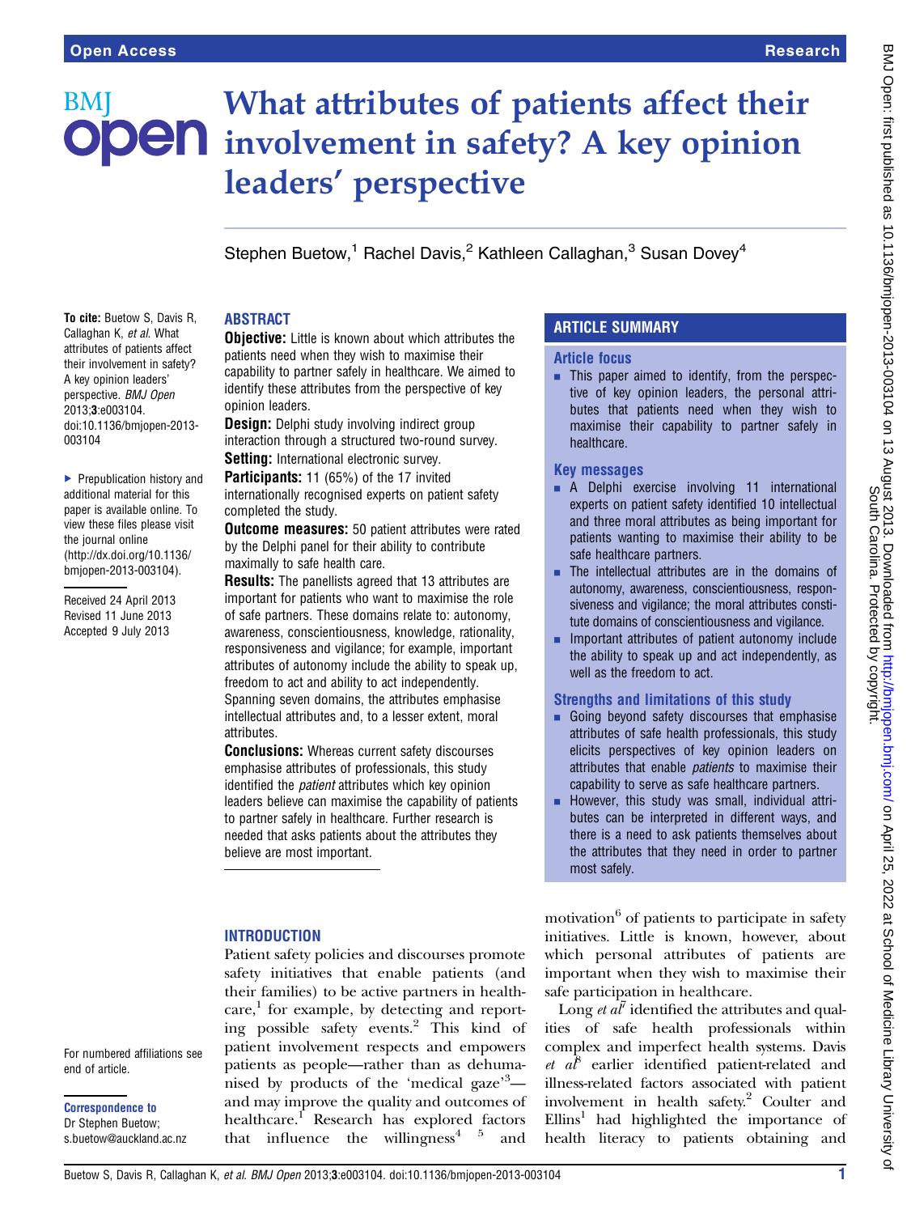# What attributes of patients affect their involvement in safety? A key opinion leaders' perspective

Stephen Buetow,[1] Rachel Davis,[2] Kathleen Callaghan,[3] Susan Dovey[4]

To cite: Buetow S, Davis R, Callaghan K, *et al*. What attributes of patients affect their involvement in safety? A key opinion leaders' perspective. *BMJ Open* 2013;**3**:e003104. doi:10.1136/bmjopen-2013-003104

▶ Prepublication history and additional material for this paper is available online. To view these files please visit the journal online (http://dx.doi.org/10.1136/bmjopen-2013-003104).

Received 24 April 2013
Revised 11 June 2013
Accepted 9 July 2013

For numbered affiliations see end of article.

**Correspondence to**
Dr Stephen Buetow;
s.buetow@auckland.ac.nz

## ABSTRACT

**Objective:** Little is known about which attributes the patients need when they wish to maximise their capability to partner safely in healthcare. We aimed to identify these attributes from the perspective of key opinion leaders.

**Design:** Delphi study involving indirect group interaction through a structured two-round survey.

**Setting:** International electronic survey.

**Participants:** 11 (65%) of the 17 invited internationally recognised experts on patient safety completed the study.

**Outcome measures:** 50 patient attributes were rated by the Delphi panel for their ability to contribute maximally to safe health care.

**Results:** The panellists agreed that 13 attributes are important for patients who want to maximise the role of safe partners. These domains relate to: autonomy, awareness, conscientiousness, knowledge, rationality, responsiveness and vigilance; for example, important attributes of autonomy include the ability to speak up, freedom to act and ability to act independently. Spanning seven domains, the attributes emphasise intellectual attributes and, to a lesser extent, moral attributes.

**Conclusions:** Whereas current safety discourses emphasise attributes of professionals, this study identified the *patient* attributes which key opinion leaders believe can maximise the capability of patients to partner safely in healthcare. Further research is needed that asks patients about the attributes they believe are most important.

## ARTICLE SUMMARY

### Article focus

- This paper aimed to identify, from the perspective of key opinion leaders, the personal attributes that patients need when they wish to maximise their capability to partner safely in healthcare.

### Key messages

- A Delphi exercise involving 11 international experts on patient safety identified 10 intellectual and three moral attributes as being important for patients wanting to maximise their ability to be safe healthcare partners.
- The intellectual attributes are in the domains of autonomy, awareness, conscientiousness, responsiveness and vigilance; the moral attributes constitute domains of conscientiousness and vigilance.
- Important attributes of patient autonomy include the ability to speak up and act independently, as well as the freedom to act.

### Strengths and limitations of this study

- Going beyond safety discourses that emphasise attributes of safe health professionals, this study elicits perspectives of key opinion leaders on attributes that enable *patients* to maximise their capability to serve as safe healthcare partners.
- However, this study was small, individual attributes can be interpreted in different ways, and there is a need to ask patients themselves about the attributes that they need in order to partner most safely.

## INTRODUCTION

Patient safety policies and discourses promote safety initiatives that enable patients (and their families) to be active partners in healthcare,[1] for example, by detecting and reporting possible safety events.[2] This kind of patient involvement respects and empowers patients as people—rather than as dehumanised by products of the 'medical gaze'[3]—and may improve the quality and outcomes of healthcare.[1] Research has explored factors that influence the willingness[4 5] and motivation[6] of patients to participate in safety initiatives. Little is known, however, about which personal attributes of patients are important when they wish to maximise their safe participation in healthcare.

Long *et al*[7] identified the attributes and qualities of safe health professionals within complex and imperfect health systems. Davis *et al*[8] earlier identified patient-related and illness-related factors associated with patient involvement in health safety.[2] Coulter and Ellins[1] had highlighted the importance of health literacy to patients obtaining and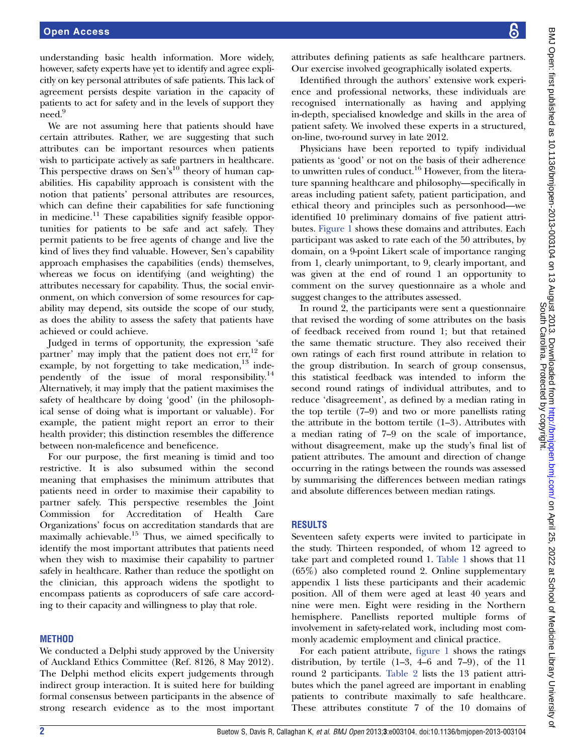understanding basic health information. More widely, however, safety experts have yet to identify and agree explicitly on key personal attributes of safe patients. This lack of agreement persists despite variation in the capacity of patients to act for safety and in the levels of support they need.[9]

We are not assuming here that patients should have certain attributes. Rather, we are suggesting that such attributes can be important resources when patients wish to participate actively as safe partners in healthcare. This perspective draws on Sen's[10] theory of human capabilities. His capability approach is consistent with the notion that patients' personal attributes are resources, which can define their capabilities for safe functioning in medicine.[11] These capabilities signify feasible opportunities for patients to be safe and act safely. They permit patients to be free agents of change and live the kind of lives they find valuable. However, Sen's capability approach emphasises the capabilities (ends) themselves, whereas we focus on identifying (and weighting) the attributes necessary for capability. Thus, the social environment, on which conversion of some resources for capability may depend, sits outside the scope of our study, as does the ability to assess the safety that patients have achieved or could achieve.

Judged in terms of opportunity, the expression 'safe partner' may imply that the patient does not err,[12] for example, by not forgetting to take medication,[13] independently of the issue of moral responsibility.[14] Alternatively, it may imply that the patient maximises the safety of healthcare by doing 'good' (in the philosophical sense of doing what is important or valuable). For example, the patient might report an error to their health provider; this distinction resembles the difference between non-maleficence and beneficence.

For our purpose, the first meaning is timid and too restrictive. It is also subsumed within the second meaning that emphasises the minimum attributes that patients need in order to maximise their capability to partner safely. This perspective resembles the Joint Commission for Accreditation of Health Care Organizations' focus on accreditation standards that are maximally achievable.[15] Thus, we aimed specifically to identify the most important attributes that patients need when they wish to maximise their capability to partner safely in healthcare. Rather than reduce the spotlight on the clinician, this approach widens the spotlight to encompass patients as coproducers of safe care according to their capacity and willingness to play that role.

## METHOD

We conducted a Delphi study approved by the University of Auckland Ethics Committee (Ref. 8126, 8 May 2012). The Delphi method elicits expert judgements through indirect group interaction. It is suited here for building formal consensus between participants in the absence of strong research evidence as to the most important attributes defining patients as safe healthcare partners. Our exercise involved geographically isolated experts.

Identified through the authors' extensive work experience and professional networks, these individuals are recognised internationally as having and applying in-depth, specialised knowledge and skills in the area of patient safety. We involved these experts in a structured, on-line, two-round survey in late 2012.

Physicians have been reported to typify individual patients as 'good' or not on the basis of their adherence to unwritten rules of conduct.[16] However, from the literature spanning healthcare and philosophy—specifically in areas including patient safety, patient participation, and ethical theory and principles such as personhood—we identified 10 preliminary domains of five patient attributes. Figure 1 shows these domains and attributes. Each participant was asked to rate each of the 50 attributes, by domain, on a 9-point Likert scale of importance ranging from 1, clearly unimportant, to 9, clearly important, and was given at the end of round 1 an opportunity to comment on the survey questionnaire as a whole and suggest changes to the attributes assessed.

In round 2, the participants were sent a questionnaire that revised the wording of some attributes on the basis of feedback received from round 1; but that retained the same thematic structure. They also received their own ratings of each first round attribute in relation to the group distribution. In search of group consensus, this statistical feedback was intended to inform the second round ratings of individual attributes, and to reduce 'disagreement', as defined by a median rating in the top tertile (7–9) and two or more panellists rating the attribute in the bottom tertile (1–3). Attributes with a median rating of 7–9 on the scale of importance, without disagreement, make up the study's final list of patient attributes. The amount and direction of change occurring in the ratings between the rounds was assessed by summarising the differences between median ratings and absolute differences between median ratings.

## RESULTS

Seventeen safety experts were invited to participate in the study. Thirteen responded, of whom 12 agreed to take part and completed round 1. Table 1 shows that 11 (65%) also completed round 2. Online supplementary appendix 1 lists these participants and their academic position. All of them were aged at least 40 years and nine were men. Eight were residing in the Northern hemisphere. Panellists reported multiple forms of involvement in safety-related work, including most commonly academic employment and clinical practice.

For each patient attribute, figure 1 shows the ratings distribution, by tertile (1–3, 4–6 and 7–9), of the 11 round 2 participants. Table 2 lists the 13 patient attributes which the panel agreed are important in enabling patients to contribute maximally to safe healthcare. These attributes constitute 7 of the 10 domains of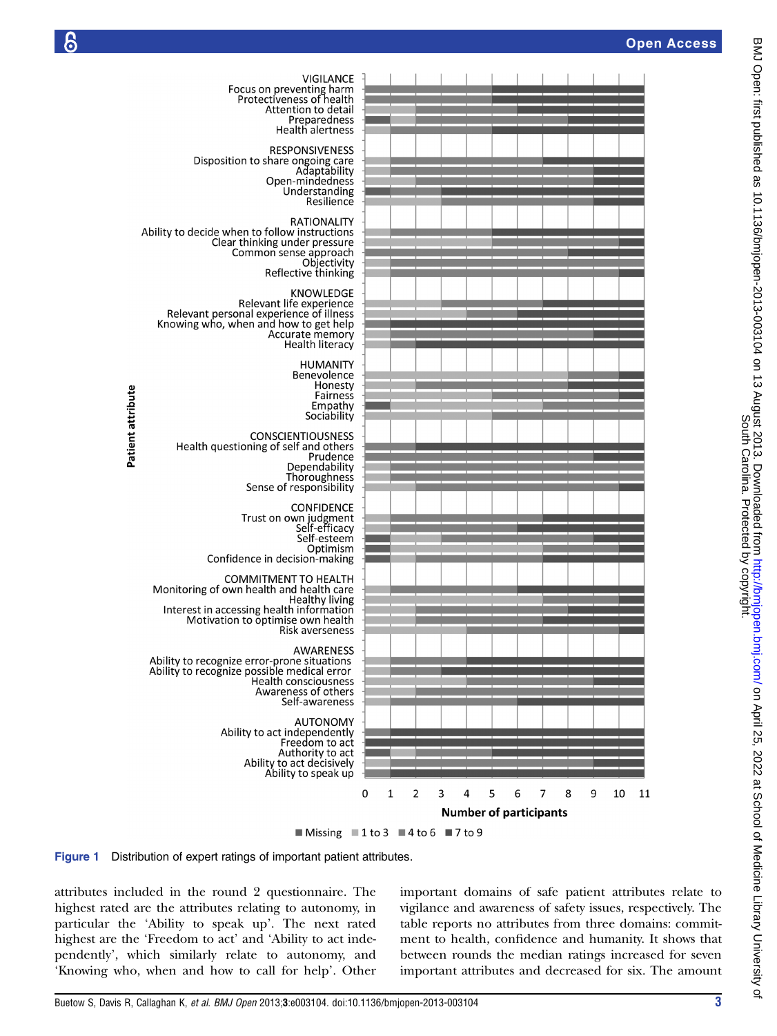Figure 1 Distribution of expert ratings of important patient attributes.

attributes included in the round 2 questionnaire. The highest rated are the attributes relating to autonomy, in particular the 'Ability to speak up'. The next rated highest are the 'Freedom to act' and 'Ability to act independently', which similarly relate to autonomy, and 'Knowing who, when and how to call for help'. Other important domains of safe patient attributes relate to vigilance and awareness of safety issues, respectively. The table reports no attributes from three domains: commitment to health, confidence and humanity. It shows that between rounds the median ratings increased for seven important attributes and decreased for six. The amount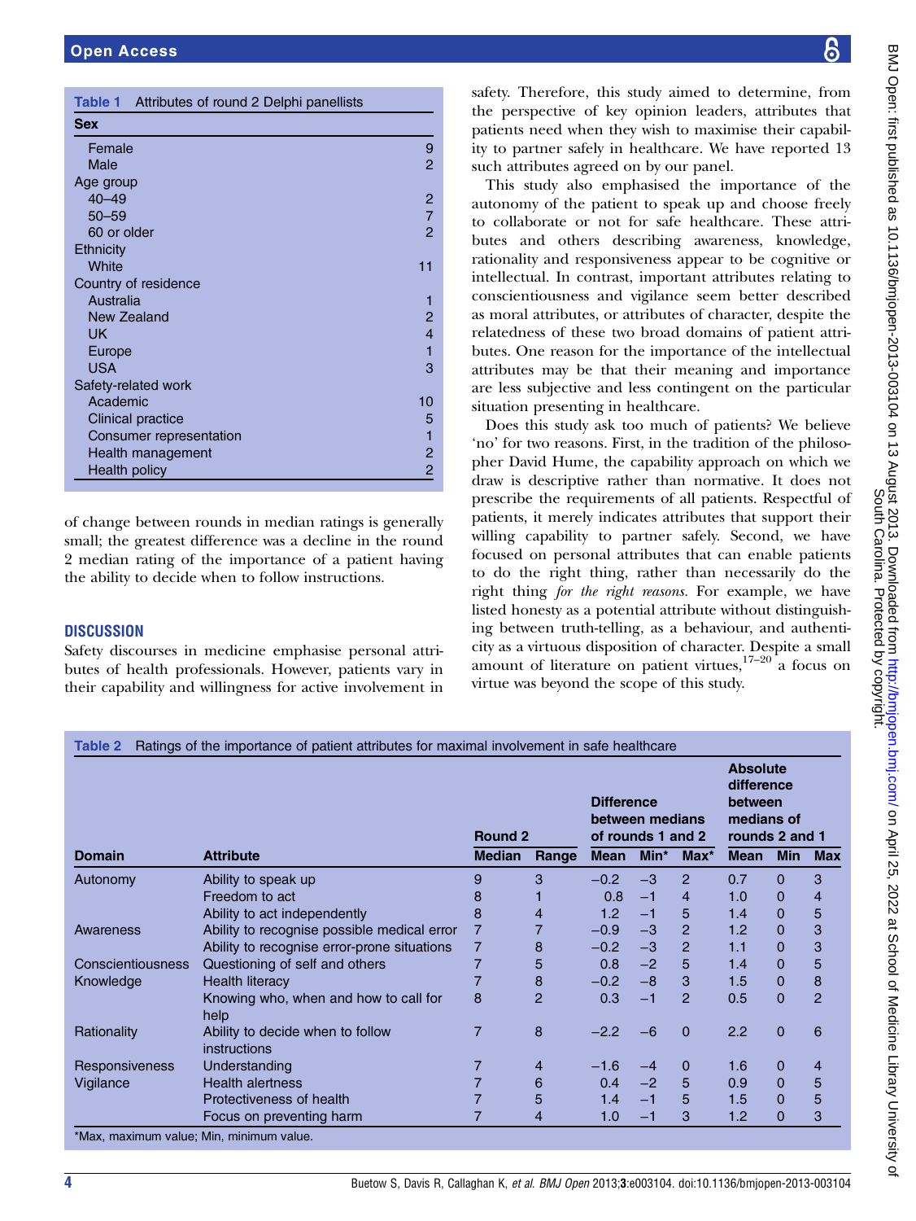**Table 1** Attributes of round 2 Delphi panellists

| Sex | |
|---|---|
| Female | 9 |
| Male | 2 |
| Age group | |
| 40–49 | 2 |
| 50–59 | 7 |
| 60 or older | 2 |
| Ethnicity | |
| White | 11 |
| Country of residence | |
| Australia | 1 |
| New Zealand | 2 |
| UK | 4 |
| Europe | 1 |
| USA | 3 |
| Safety-related work | |
| Academic | 10 |
| Clinical practice | 5 |
| Consumer representation | 1 |
| Health management | 2 |
| Health policy | 2 |

of change between rounds in median ratings is generally small; the greatest difference was a decline in the round 2 median rating of the importance of a patient having the ability to decide when to follow instructions.

## DISCUSSION

Safety discourses in medicine emphasise personal attributes of health professionals. However, patients vary in their capability and willingness for active involvement in safety. Therefore, this study aimed to determine, from the perspective of key opinion leaders, attributes that patients need when they wish to maximise their capability to partner safely in healthcare. We have reported 13 such attributes agreed on by our panel.

This study also emphasised the importance of the autonomy of the patient to speak up and choose freely to collaborate or not for safe healthcare. These attributes and others describing awareness, knowledge, rationality and responsiveness appear to be cognitive or intellectual. In contrast, important attributes relating to conscientiousness and vigilance seem better described as moral attributes, or attributes of character, despite the relatedness of these two broad domains of patient attributes. One reason for the importance of the intellectual attributes may be that their meaning and importance are less subjective and less contingent on the particular situation presenting in healthcare.

Does this study ask too much of patients? We believe 'no' for two reasons. First, in the tradition of the philosopher David Hume, the capability approach on which we draw is descriptive rather than normative. It does not prescribe the requirements of all patients. Respectful of patients, it merely indicates attributes that support their willing capability to partner safely. Second, we have focused on personal attributes that can enable patients to do the right thing, rather than necessarily do the right thing *for the right reasons*. For example, we have listed honesty as a potential attribute without distinguishing between truth-telling, as a behaviour, and authenticity as a virtuous disposition of character. Despite a small amount of literature on patient virtues,[17–20] a focus on virtue was beyond the scope of this study.

**Table 2** Ratings of the importance of patient attributes for maximal involvement in safe healthcare

| | | Round 2 | | Difference between medians of rounds 1 and 2 | | | Absolute difference between medians of rounds 2 and 1 | | |
|---|---|---|---|---|---|---|---|---|---|
| Domain | Attribute | Median | Range | Mean | Min* | Max* | Mean | Min | Max |
| Autonomy | Ability to speak up | 9 | 3 | −0.2 | −3 | 2 | 0.7 | 0 | 3 |
| | Freedom to act | 8 | 1 | 0.8 | −1 | 4 | 1.0 | 0 | 4 |
| | Ability to act independently | 8 | 4 | 1.2 | −1 | 5 | 1.4 | 0 | 5 |
| Awareness | Ability to recognise possible medical error | 7 | 7 | −0.9 | −3 | 2 | 1.2 | 0 | 3 |
| | Ability to recognise error-prone situations | 7 | 8 | −0.2 | −3 | 2 | 1.1 | 0 | 3 |
| Conscientiousness | Questioning of self and others | 7 | 5 | 0.8 | −2 | 5 | 1.4 | 0 | 5 |
| Knowledge | Health literacy | 7 | 8 | −0.2 | −8 | 3 | 1.5 | 0 | 8 |
| | Knowing who, when and how to call for help | 8 | 2 | 0.3 | −1 | 2 | 0.5 | 0 | 2 |
| Rationality | Ability to decide when to follow instructions | 7 | 8 | −2.2 | −6 | 0 | 2.2 | 0 | 6 |
| Responsiveness | Understanding | 7 | 4 | −1.6 | −4 | 0 | 1.6 | 0 | 4 |
| Vigilance | Health alertness | 7 | 6 | 0.4 | −2 | 5 | 0.9 | 0 | 5 |
| | Protectiveness of health | 7 | 5 | 1.4 | −1 | 5 | 1.5 | 0 | 5 |
| | Focus on preventing harm | 7 | 4 | 1.0 | −1 | 3 | 1.2 | 0 | 3 |

*Max, maximum value; Min, minimum value.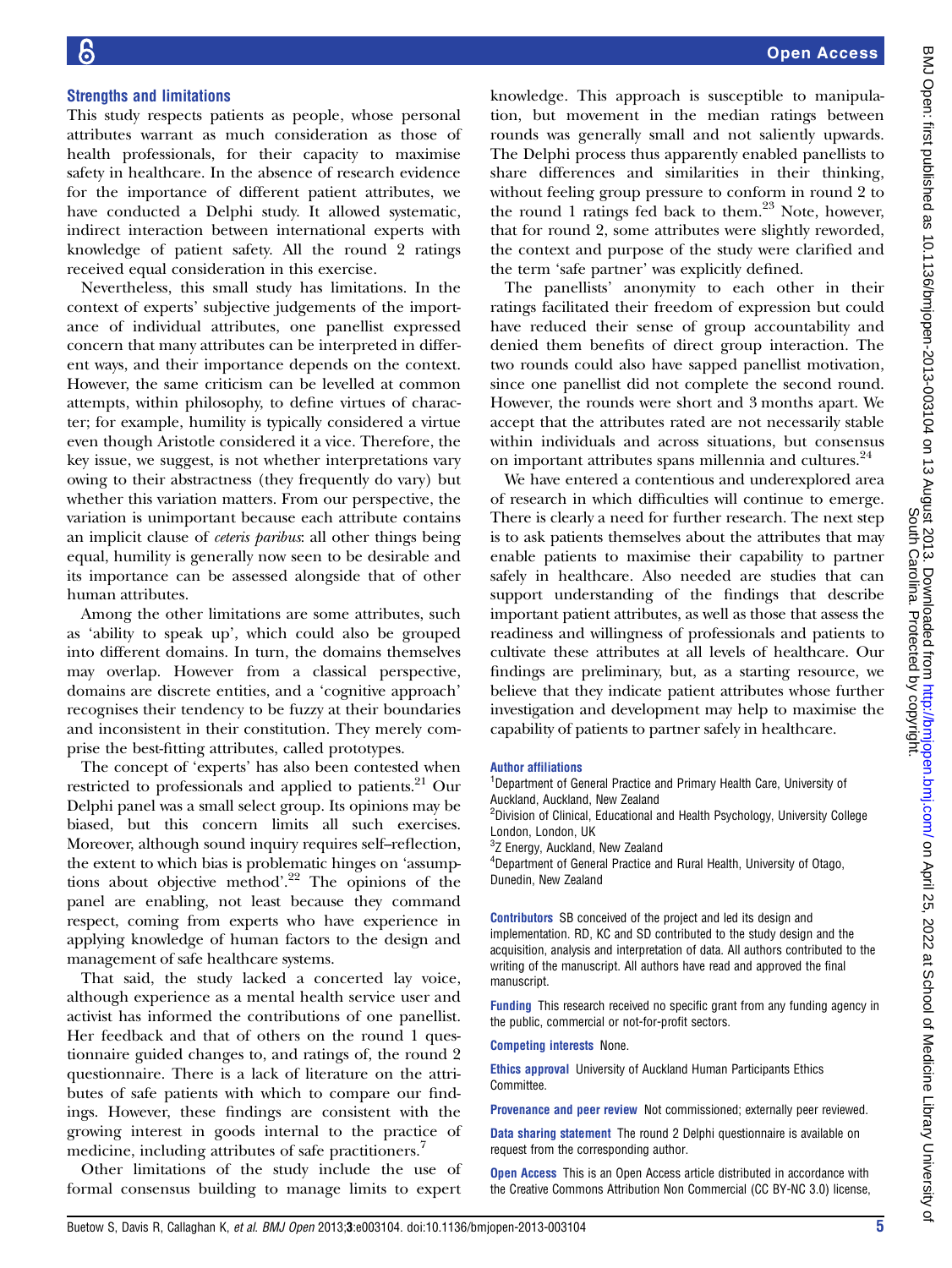## Strengths and limitations

This study respects patients as people, whose personal attributes warrant as much consideration as those of health professionals, for their capacity to maximise safety in healthcare. In the absence of research evidence for the importance of different patient attributes, we have conducted a Delphi study. It allowed systematic, indirect interaction between international experts with knowledge of patient safety. All the round 2 ratings received equal consideration in this exercise.

Nevertheless, this small study has limitations. In the context of experts' subjective judgements of the importance of individual attributes, one panellist expressed concern that many attributes can be interpreted in different ways, and their importance depends on the context. However, the same criticism can be levelled at common attempts, within philosophy, to define virtues of character; for example, humility is typically considered a virtue even though Aristotle considered it a vice. Therefore, the key issue, we suggest, is not whether interpretations vary owing to their abstractness (they frequently do vary) but whether this variation matters. From our perspective, the variation is unimportant because each attribute contains an implicit clause of *ceteris paribus*: all other things being equal, humility is generally now seen to be desirable and its importance can be assessed alongside that of other human attributes.

Among the other limitations are some attributes, such as 'ability to speak up', which could also be grouped into different domains. In turn, the domains themselves may overlap. However from a classical perspective, domains are discrete entities, and a 'cognitive approach' recognises their tendency to be fuzzy at their boundaries and inconsistent in their constitution. They merely comprise the best-fitting attributes, called prototypes.

The concept of 'experts' has also been contested when restricted to professionals and applied to patients.[21] Our Delphi panel was a small select group. Its opinions may be biased, but this concern limits all such exercises. Moreover, although sound inquiry requires self–reflection, the extent to which bias is problematic hinges on 'assumptions about objective method'.[22] The opinions of the panel are enabling, not least because they command respect, coming from experts who have experience in applying knowledge of human factors to the design and management of safe healthcare systems.

That said, the study lacked a concerted lay voice, although experience as a mental health service user and activist has informed the contributions of one panellist. Her feedback and that of others on the round 1 questionnaire guided changes to, and ratings of, the round 2 questionnaire. There is a lack of literature on the attributes of safe patients with which to compare our findings. However, these findings are consistent with the growing interest in goods internal to the practice of medicine, including attributes of safe practitioners.[7]

Other limitations of the study include the use of formal consensus building to manage limits to expert knowledge. This approach is susceptible to manipulation, but movement in the median ratings between rounds was generally small and not saliently upwards. The Delphi process thus apparently enabled panellists to share differences and similarities in their thinking, without feeling group pressure to conform in round 2 to the round 1 ratings fed back to them.[23] Note, however, that for round 2, some attributes were slightly reworded, the context and purpose of the study were clarified and the term 'safe partner' was explicitly defined.

The panellists' anonymity to each other in their ratings facilitated their freedom of expression but could have reduced their sense of group accountability and denied them benefits of direct group interaction. The two rounds could also have sapped panellist motivation, since one panellist did not complete the second round. However, the rounds were short and 3 months apart. We accept that the attributes rated are not necessarily stable within individuals and across situations, but consensus on important attributes spans millennia and cultures.[24]

We have entered a contentious and underexplored area of research in which difficulties will continue to emerge. There is clearly a need for further research. The next step is to ask patients themselves about the attributes that may enable patients to maximise their capability to partner safely in healthcare. Also needed are studies that can support understanding of the findings that describe important patient attributes, as well as those that assess the readiness and willingness of professionals and patients to cultivate these attributes at all levels of healthcare. Our findings are preliminary, but, as a starting resource, we believe that they indicate patient attributes whose further investigation and development may help to maximise the capability of patients to partner safely in healthcare.

**Author affiliations**
[1]Department of General Practice and Primary Health Care, University of Auckland, Auckland, New Zealand
[2]Division of Clinical, Educational and Health Psychology, University College London, London, UK
[3]Z Energy, Auckland, New Zealand
[4]Department of General Practice and Rural Health, University of Otago, Dunedin, New Zealand

**Contributors** SB conceived of the project and led its design and implementation. RD, KC and SD contributed to the study design and the acquisition, analysis and interpretation of data. All authors contributed to the writing of the manuscript. All authors have read and approved the final manuscript.

**Funding** This research received no specific grant from any funding agency in the public, commercial or not-for-profit sectors.

**Competing interests** None.

**Ethics approval** University of Auckland Human Participants Ethics Committee.

**Provenance and peer review** Not commissioned; externally peer reviewed.

**Data sharing statement** The round 2 Delphi questionnaire is available on request from the corresponding author.

**Open Access** This is an Open Access article distributed in accordance with the Creative Commons Attribution Non Commercial (CC BY-NC 3.0) license,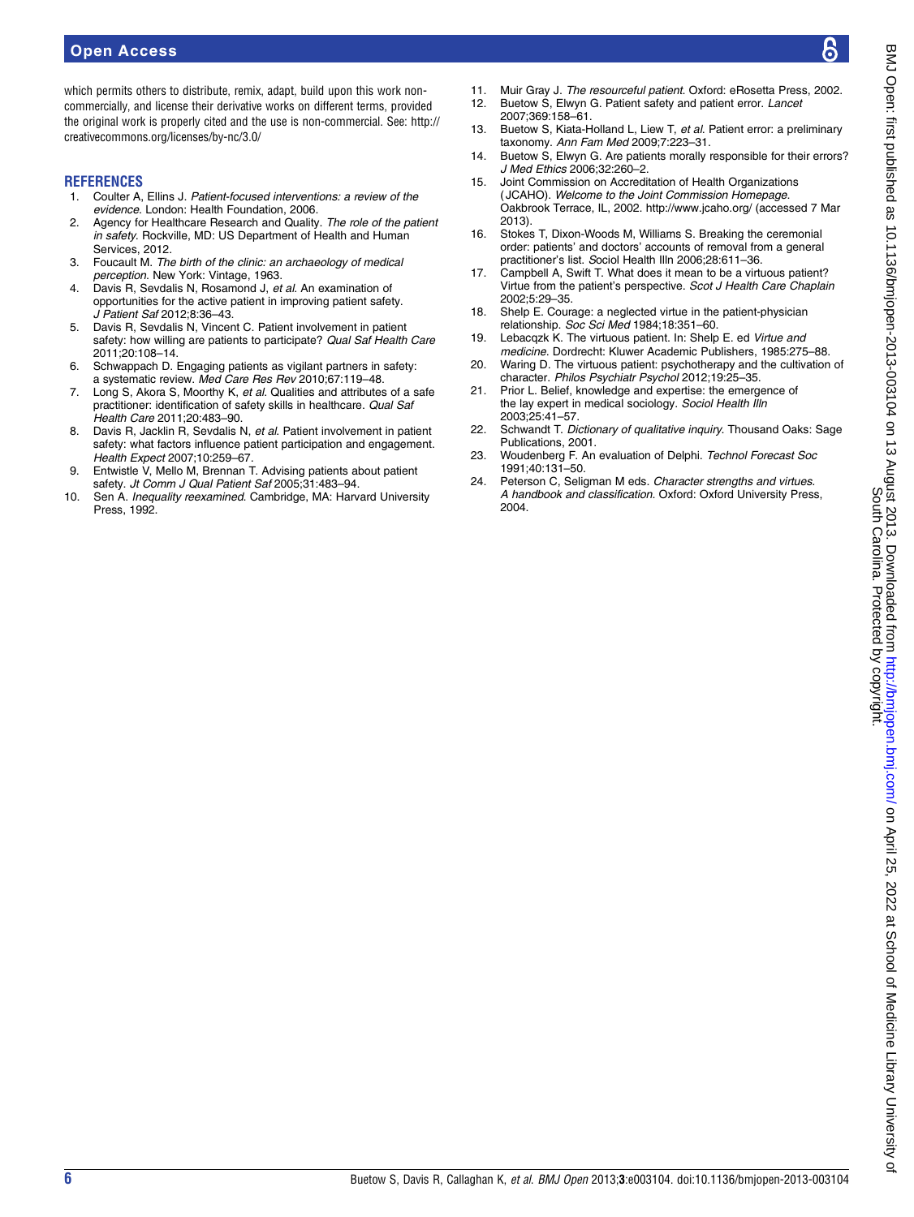which permits others to distribute, remix, adapt, build upon this work non-commercially, and license their derivative works on different terms, provided the original work is properly cited and the use is non-commercial. See: http://creativecommons.org/licenses/by-nc/3.0/

## REFERENCES

1. Coulter A, Ellins J. *Patient-focused interventions: a review of the evidence*. London: Health Foundation, 2006.
2. Agency for Healthcare Research and Quality. *The role of the patient in safety*. Rockville, MD: US Department of Health and Human Services, 2012.
3. Foucault M. *The birth of the clinic: an archaeology of medical perception*. New York: Vintage, 1963.
4. Davis R, Sevdalis N, Rosamond J, *et al*. An examination of opportunities for the active patient in improving patient safety. *J Patient Saf* 2012;8:36–43.
5. Davis R, Sevdalis N, Vincent C. Patient involvement in patient safety: how willing are patients to participate? *Qual Saf Health Care* 2011;20:108–14.
6. Schwappach D. Engaging patients as vigilant partners in safety: a systematic review. *Med Care Res Rev* 2010;67:119–48.
7. Long S, Akora S, Moorthy K, *et al*. Qualities and attributes of a safe practitioner: identification of safety skills in healthcare. *Qual Saf Health Care* 2011;20:483–90.
8. Davis R, Jacklin R, Sevdalis N, *et al*. Patient involvement in patient safety: what factors influence patient participation and engagement. *Health Expect* 2007;10:259–67.
9. Entwistle V, Mello M, Brennan T. Advising patients about patient safety. *Jt Comm J Qual Patient Saf* 2005;31:483–94.
10. Sen A. *Inequality reexamined*. Cambridge, MA: Harvard University Press, 1992.
11. Muir Gray J. *The resourceful patient*. Oxford: eRosetta Press, 2002.
12. Buetow S, Elwyn G. Patient safety and patient error. *Lancet* 2007;369:158–61.
13. Buetow S, Kiata-Holland L, Liew T, *et al*. Patient error: a preliminary taxonomy. *Ann Fam Med* 2009;7:223–31.
14. Buetow S, Elwyn G. Are patients morally responsible for their errors? *J Med Ethics* 2006;32:260–2.
15. Joint Commission on Accreditation of Health Organizations (JCAHO). *Welcome to the Joint Commission Homepage*. Oakbrook Terrace, IL, 2002. http://www.jcaho.org/ (accessed 7 Mar 2013).
16. Stokes T, Dixon-Woods M, Williams S. Breaking the ceremonial order: patients' and doctors' accounts of removal from a general practitioner's list. *S*ociol Health Illn 2006;28:611–36.
17. Campbell A, Swift T. What does it mean to be a virtuous patient? Virtue from the patient's perspective. *Scot J Health Care Chaplain* 2002;5:29–35.
18. Shelp E. Courage: a neglected virtue in the patient-physician relationship. *Soc Sci Med* 1984;18:351–60.
19. Lebacqzk K. The virtuous patient. In: Shelp E. ed *Virtue and medicine*. Dordrecht: Kluwer Academic Publishers, 1985:275–88.
20. Waring D. The virtuous patient: psychotherapy and the cultivation of character. *Philos Psychiatr Psychol* 2012;19:25–35.
21. Prior L. Belief, knowledge and expertise: the emergence of the lay expert in medical sociology. *Sociol Health Illn* 2003;25:41–57.
22. Schwandt T. *Dictionary of qualitative inquiry*. Thousand Oaks: Sage Publications, 2001.
23. Woudenberg F. An evaluation of Delphi. *Technol Forecast Soc* 1991;40:131–50.
24. Peterson C, Seligman M eds. *Character strengths and virtues. A handbook and classification*. Oxford: Oxford University Press, 2004.